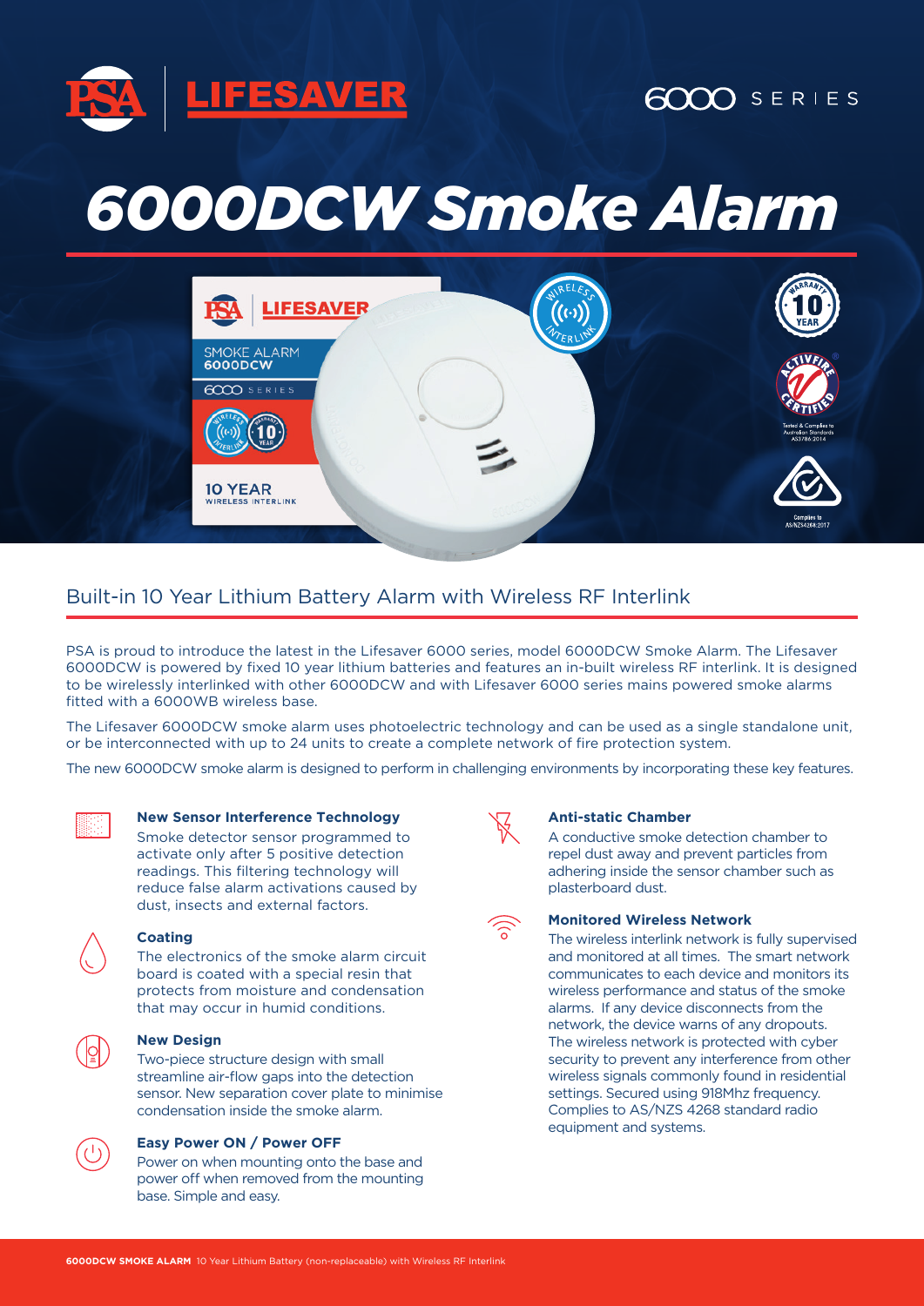PSA | LIFESAVER

6000 SERIES

# 6000DCW Smoke Alarm

## Built-in 10 Year Lithium Battery Alarm with Wireless RF Interlink

PSA is proud to introduce the latest in the Lifesaver 6000 series, model 6000DCW Smoke Alarm. The Lifesaver 6000DCW is powered by fixed 10 year lithium batteries and features an in-built wireless RF interlink. It is designed to be wirelessly interlinked with other 6000DCW and with Lifesaver 6000 series mains powered smoke alarms fitted with a 6000WB wireless base.

The Lifesaver 6000DCW smoke alarm uses photoelectric technology and can be used as a single standalone unit, or be interconnected with up to 24 units to create a complete network of fire protection system.

The new 6000DCW smoke alarm is designed to perform in challenging environments by incorporating these key features.

**New Sensor Interference Technology**
Smoke detector sensor programmed to activate only after 5 positive detection readings. This filtering technology will reduce false alarm activations caused by dust, insects and external factors.

**Coating**
The electronics of the smoke alarm circuit board is coated with a special resin that protects from moisture and condensation that may occur in humid conditions.

**New Design**
Two-piece structure design with small streamline air-flow gaps into the detection sensor. New separation cover plate to minimise condensation inside the smoke alarm.

**Easy Power ON / Power OFF**
Power on when mounting onto the base and power off when removed from the mounting base. Simple and easy.

**Anti-static Chamber**
A conductive smoke detection chamber to repel dust away and prevent particles from adhering inside the sensor chamber such as plasterboard dust.

**Monitored Wireless Network**
The wireless interlink network is fully supervised and monitored at all times. The smart network communicates to each device and monitors its wireless performance and status of the smoke alarms. If any device disconnects from the network, the device warns of any dropouts. The wireless network is protected with cyber security to prevent any interference from other wireless signals commonly found in residential settings. Secured using 918Mhz frequency. Complies to AS/NZS 4268 standard radio equipment and systems.

**6000DCW SMOKE ALARM** 10 Year Lithium Battery (non-replaceable) with Wireless RF Interlink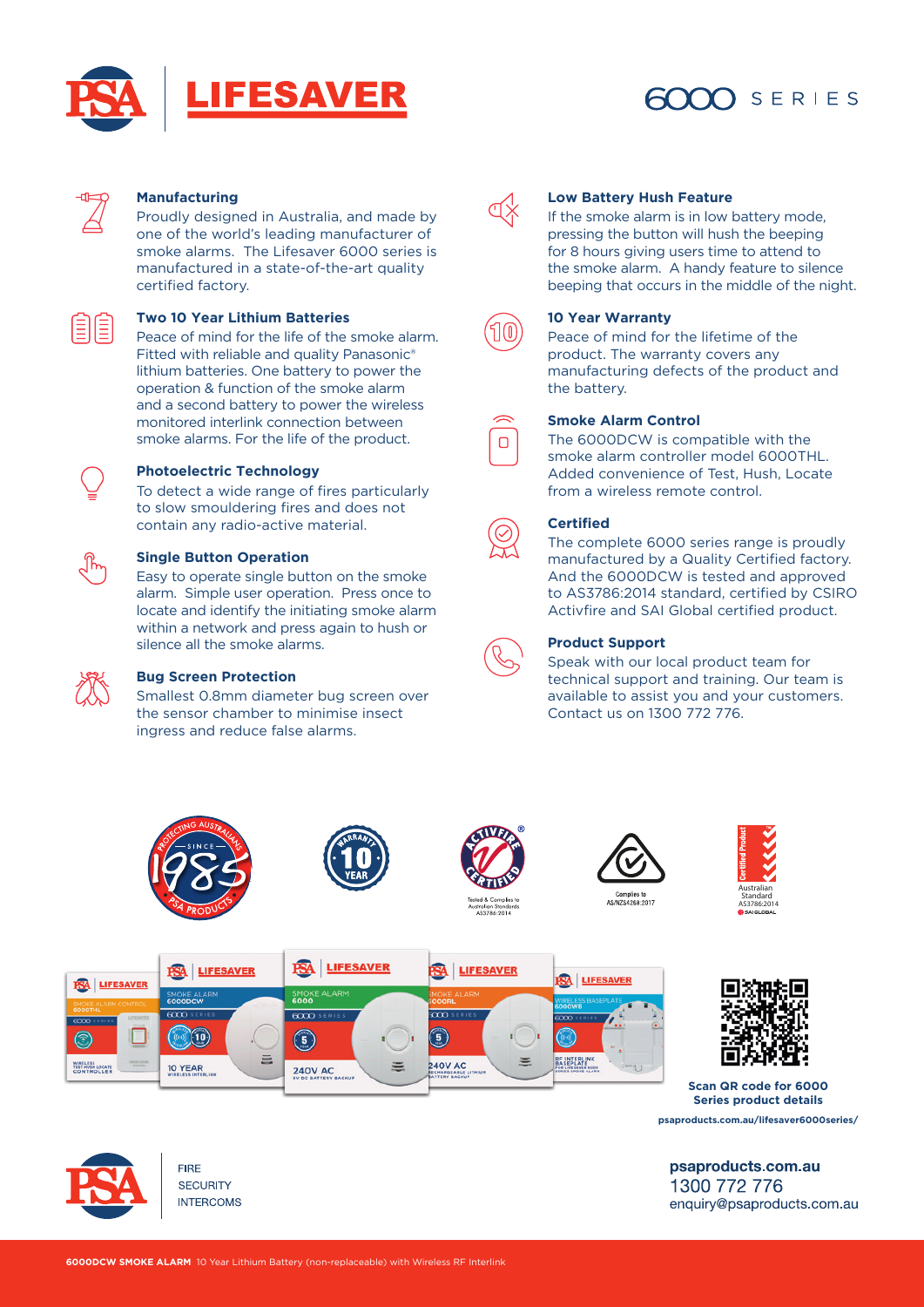# LIFESAVER

## 6000 SERIES

### Manufacturing

Proudly designed in Australia, and made by one of the world's leading manufacturer of smoke alarms. The Lifesaver 6000 series is manufactured in a state-of-the-art quality certified factory.

### Two 10 Year Lithium Batteries

Peace of mind for the life of the smoke alarm. Fitted with reliable and quality Panasonic® lithium batteries. One battery to power the operation & function of the smoke alarm and a second battery to power the wireless monitored interlink connection between smoke alarms. For the life of the product.

### Photoelectric Technology

To detect a wide range of fires particularly to slow smouldering fires and does not contain any radio-active material.

### Single Button Operation

Easy to operate single button on the smoke alarm. Simple user operation. Press once to locate and identify the initiating smoke alarm within a network and press again to hush or silence all the smoke alarms.

### Bug Screen Protection

Smallest 0.8mm diameter bug screen over the sensor chamber to minimise insect ingress and reduce false alarms.

### Low Battery Hush Feature

If the smoke alarm is in low battery mode, pressing the button will hush the beeping for 8 hours giving users time to attend to the smoke alarm. A handy feature to silence beeping that occurs in the middle of the night.

### 10 Year Warranty

Peace of mind for the lifetime of the product. The warranty covers any manufacturing defects of the product and the battery.

### Smoke Alarm Control

The 6000DCW is compatible with the smoke alarm controller model 6000THL. Added convenience of Test, Hush, Locate from a wireless remote control.

### Certified

The complete 6000 series range is proudly manufactured by a Quality Certified factory. And the 6000DCW is tested and approved to AS3786:2014 standard, certified by CSIRO Activfire and SAI Global certified product.

### Product Support

Speak with our local product team for technical support and training. Our team is available to assist you and your customers. Contact us on 1300 772 776.

Tested & Complies to Australian Standards AS3786:2014

Complies to AS/NZS4268:2017

Australian Standard AS3786:2014

**Scan QR code for 6000 Series product details**

**psaproducts.com.au/lifesaver6000series/**

FIRE
SECURITY
INTERCOMS

**psaproducts.com.au**
1300 772 776
enquiry@psaproducts.com.au

**6000DCW SMOKE ALARM** 10 Year Lithium Battery (non-replaceable) with Wireless RF Interlink